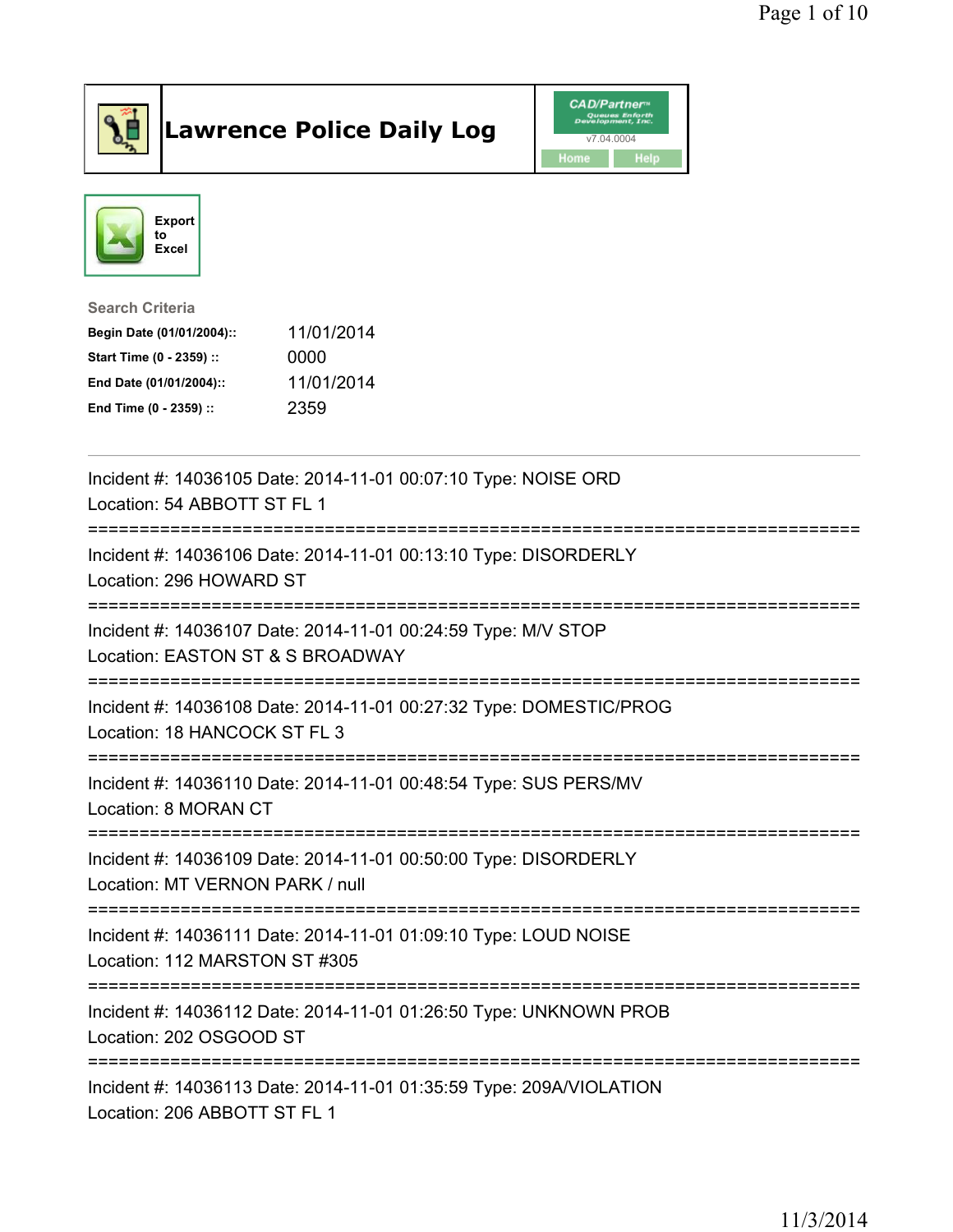# Lawrence Police Daily Log

Export to Excel

**Search Criteria**

| | |
|---|---|
| **Begin Date (01/01/2004)::** | 11/01/2014 |
| **Start Time (0 - 2359) ::** | 0000 |
| **End Date (01/01/2004)::** | 11/01/2014 |
| **End Time (0 - 2359) ::** | 2359 |

---

Incident #: 14036105 Date: 2014-11-01 00:07:10 Type: NOISE ORD
Location: 54 ABBOTT ST FL 1

===========================================================================

Incident #: 14036106 Date: 2014-11-01 00:13:10 Type: DISORDERLY
Location: 296 HOWARD ST

===========================================================================

Incident #: 14036107 Date: 2014-11-01 00:24:59 Type: M/V STOP
Location: EASTON ST & S BROADWAY

===========================================================================

Incident #: 14036108 Date: 2014-11-01 00:27:32 Type: DOMESTIC/PROG
Location: 18 HANCOCK ST FL 3

===========================================================================

Incident #: 14036110 Date: 2014-11-01 00:48:54 Type: SUS PERS/MV
Location: 8 MORAN CT

===========================================================================

Incident #: 14036109 Date: 2014-11-01 00:50:00 Type: DISORDERLY
Location: MT VERNON PARK / null

===========================================================================

Incident #: 14036111 Date: 2014-11-01 01:09:10 Type: LOUD NOISE
Location: 112 MARSTON ST #305

===========================================================================

Incident #: 14036112 Date: 2014-11-01 01:26:50 Type: UNKNOWN PROB
Location: 202 OSGOOD ST

===========================================================================

Incident #: 14036113 Date: 2014-11-01 01:35:59 Type: 209A/VIOLATION
Location: 206 ABBOTT ST FL 1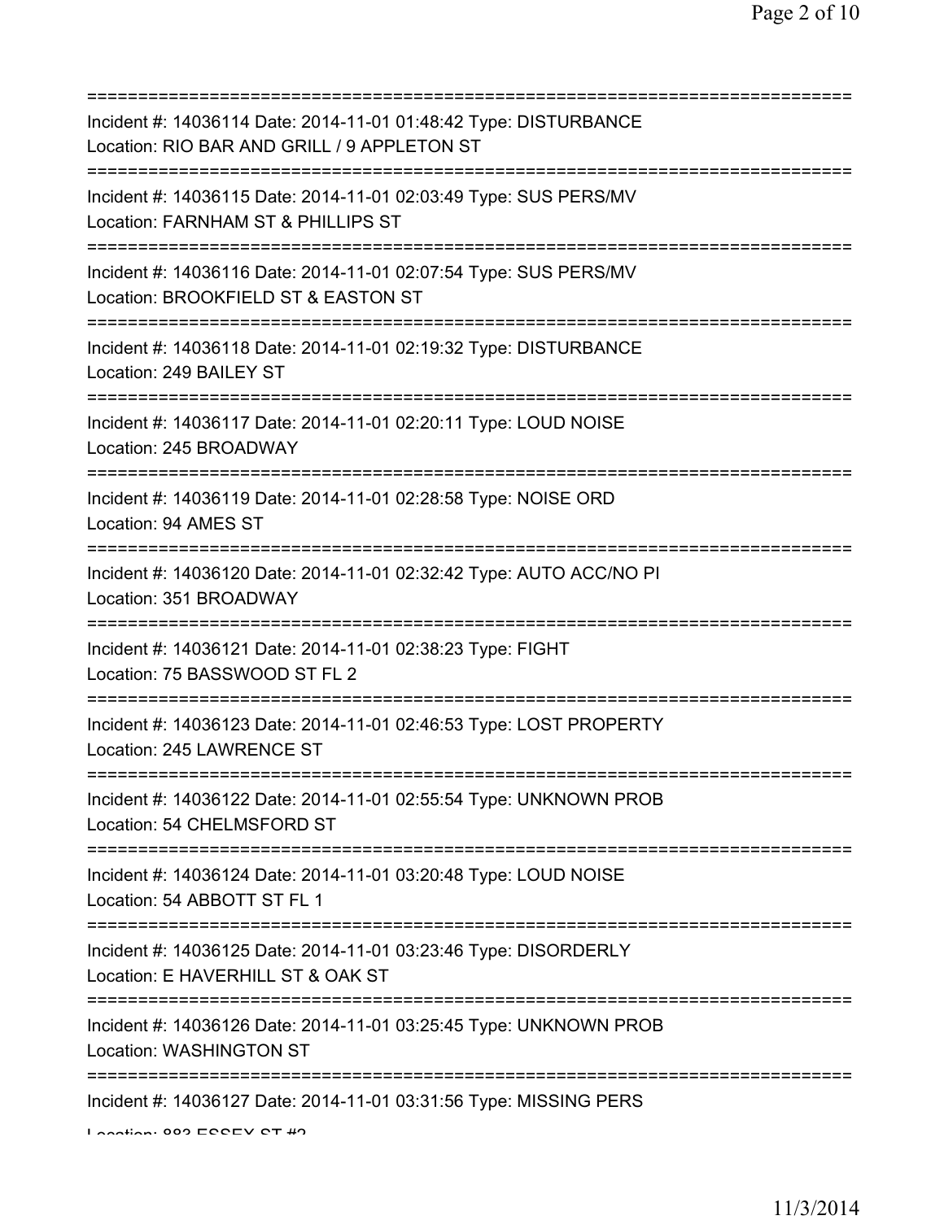===========================================================================
Incident #: 14036114 Date: 2014-11-01 01:48:42 Type: DISTURBANCE
Location: RIO BAR AND GRILL / 9 APPLETON ST
===========================================================================
Incident #: 14036115 Date: 2014-11-01 02:03:49 Type: SUS PERS/MV
Location: FARNHAM ST & PHILLIPS ST
===========================================================================
Incident #: 14036116 Date: 2014-11-01 02:07:54 Type: SUS PERS/MV
Location: BROOKFIELD ST & EASTON ST
===========================================================================
Incident #: 14036118 Date: 2014-11-01 02:19:32 Type: DISTURBANCE
Location: 249 BAILEY ST
===========================================================================
Incident #: 14036117 Date: 2014-11-01 02:20:11 Type: LOUD NOISE
Location: 245 BROADWAY
===========================================================================
Incident #: 14036119 Date: 2014-11-01 02:28:58 Type: NOISE ORD
Location: 94 AMES ST
===========================================================================
Incident #: 14036120 Date: 2014-11-01 02:32:42 Type: AUTO ACC/NO PI
Location: 351 BROADWAY
===========================================================================
Incident #: 14036121 Date: 2014-11-01 02:38:23 Type: FIGHT
Location: 75 BASSWOOD ST FL 2
===========================================================================
Incident #: 14036123 Date: 2014-11-01 02:46:53 Type: LOST PROPERTY
Location: 245 LAWRENCE ST
===========================================================================
Incident #: 14036122 Date: 2014-11-01 02:55:54 Type: UNKNOWN PROB
Location: 54 CHELMSFORD ST
===========================================================================
Incident #: 14036124 Date: 2014-11-01 03:20:48 Type: LOUD NOISE
Location: 54 ABBOTT ST FL 1
===========================================================================
Incident #: 14036125 Date: 2014-11-01 03:23:46 Type: DISORDERLY
Location: E HAVERHILL ST & OAK ST
===========================================================================
Incident #: 14036126 Date: 2014-11-01 03:25:45 Type: UNKNOWN PROB
Location: WASHINGTON ST
===========================================================================
Incident #: 14036127 Date: 2014-11-01 03:31:56 Type: MISSING PERS
Location: 883 ESSEX ST #2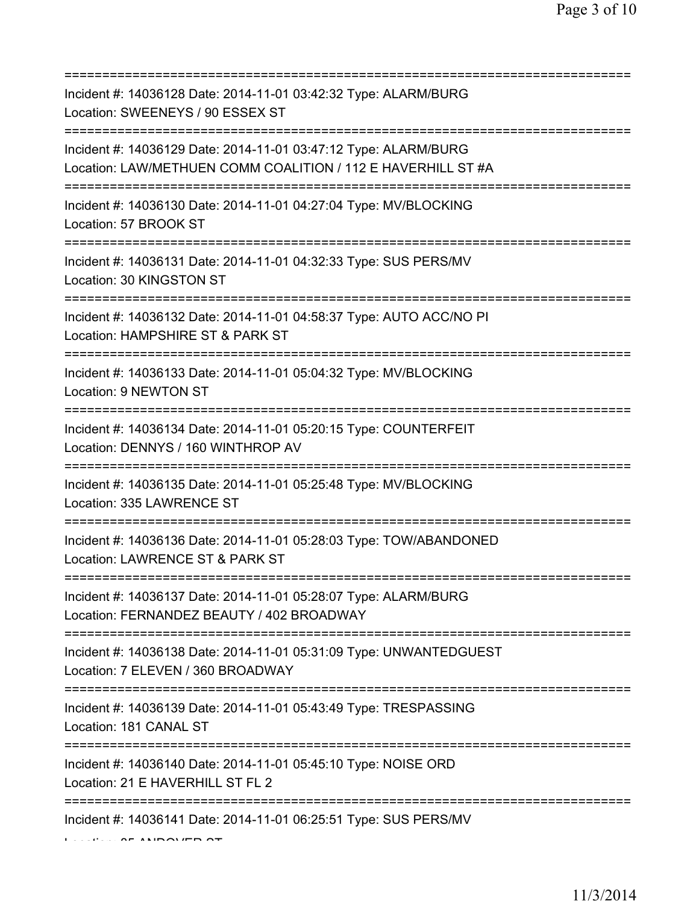===========================================================================

Incident #: 14036128 Date: 2014-11-01 03:42:32 Type: ALARM/BURG
Location: SWEENEYS / 90 ESSEX ST

===========================================================================

Incident #: 14036129 Date: 2014-11-01 03:47:12 Type: ALARM/BURG
Location: LAW/METHUEN COMM COALITION / 112 E HAVERHILL ST #A

===========================================================================

Incident #: 14036130 Date: 2014-11-01 04:27:04 Type: MV/BLOCKING
Location: 57 BROOK ST

===========================================================================

Incident #: 14036131 Date: 2014-11-01 04:32:33 Type: SUS PERS/MV
Location: 30 KINGSTON ST

===========================================================================

Incident #: 14036132 Date: 2014-11-01 04:58:37 Type: AUTO ACC/NO PI
Location: HAMPSHIRE ST & PARK ST

===========================================================================

Incident #: 14036133 Date: 2014-11-01 05:04:32 Type: MV/BLOCKING
Location: 9 NEWTON ST

===========================================================================

Incident #: 14036134 Date: 2014-11-01 05:20:15 Type: COUNTERFEIT
Location: DENNYS / 160 WINTHROP AV

===========================================================================

Incident #: 14036135 Date: 2014-11-01 05:25:48 Type: MV/BLOCKING
Location: 335 LAWRENCE ST

===========================================================================

Incident #: 14036136 Date: 2014-11-01 05:28:03 Type: TOW/ABANDONED
Location: LAWRENCE ST & PARK ST

===========================================================================

Incident #: 14036137 Date: 2014-11-01 05:28:07 Type: ALARM/BURG
Location: FERNANDEZ BEAUTY / 402 BROADWAY

===========================================================================

Incident #: 14036138 Date: 2014-11-01 05:31:09 Type: UNWANTEDGUEST
Location: 7 ELEVEN / 360 BROADWAY

===========================================================================

Incident #: 14036139 Date: 2014-11-01 05:43:49 Type: TRESPASSING
Location: 181 CANAL ST

===========================================================================

Incident #: 14036140 Date: 2014-11-01 05:45:10 Type: NOISE ORD
Location: 21 E HAVERHILL ST FL 2

===========================================================================

Incident #: 14036141 Date: 2014-11-01 06:25:51 Type: SUS PERS/MV
Location: 85 ANDOVER ST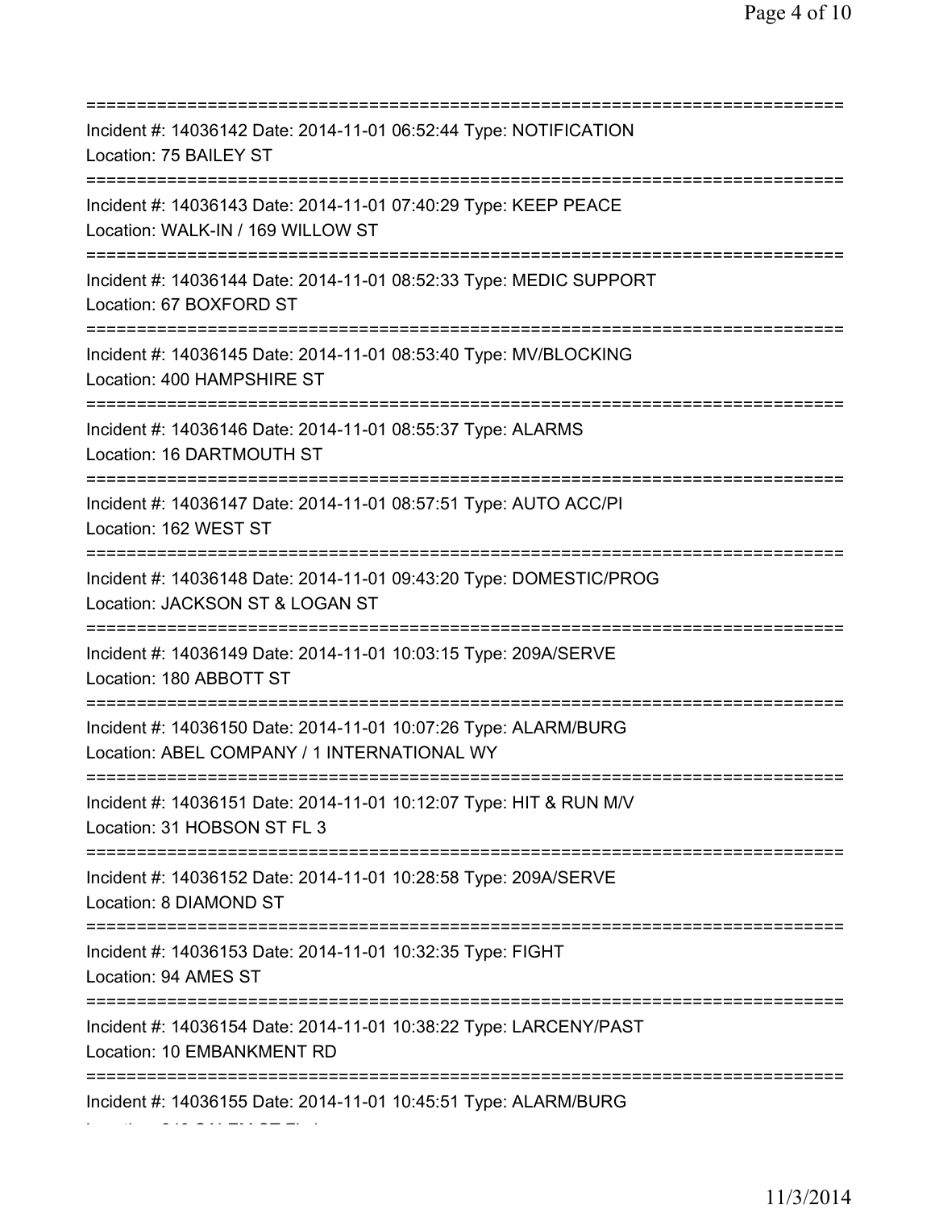===========================================================================
Incident #: 14036142 Date: 2014-11-01 06:52:44 Type: NOTIFICATION
Location: 75 BAILEY ST
===========================================================================
Incident #: 14036143 Date: 2014-11-01 07:40:29 Type: KEEP PEACE
Location: WALK-IN / 169 WILLOW ST
===========================================================================
Incident #: 14036144 Date: 2014-11-01 08:52:33 Type: MEDIC SUPPORT
Location: 67 BOXFORD ST
===========================================================================
Incident #: 14036145 Date: 2014-11-01 08:53:40 Type: MV/BLOCKING
Location: 400 HAMPSHIRE ST
===========================================================================
Incident #: 14036146 Date: 2014-11-01 08:55:37 Type: ALARMS
Location: 16 DARTMOUTH ST
===========================================================================
Incident #: 14036147 Date: 2014-11-01 08:57:51 Type: AUTO ACC/PI
Location: 162 WEST ST
===========================================================================
Incident #: 14036148 Date: 2014-11-01 09:43:20 Type: DOMESTIC/PROG
Location: JACKSON ST & LOGAN ST
===========================================================================
Incident #: 14036149 Date: 2014-11-01 10:03:15 Type: 209A/SERVE
Location: 180 ABBOTT ST
===========================================================================
Incident #: 14036150 Date: 2014-11-01 10:07:26 Type: ALARM/BURG
Location: ABEL COMPANY / 1 INTERNATIONAL WY
===========================================================================
Incident #: 14036151 Date: 2014-11-01 10:12:07 Type: HIT & RUN M/V
Location: 31 HOBSON ST FL 3
===========================================================================
Incident #: 14036152 Date: 2014-11-01 10:28:58 Type: 209A/SERVE
Location: 8 DIAMOND ST
===========================================================================
Incident #: 14036153 Date: 2014-11-01 10:32:35 Type: FIGHT
Location: 94 AMES ST
===========================================================================
Incident #: 14036154 Date: 2014-11-01 10:38:22 Type: LARCENY/PAST
Location: 10 EMBANKMENT RD
===========================================================================
Incident #: 14036155 Date: 2014-11-01 10:45:51 Type: ALARM/BURG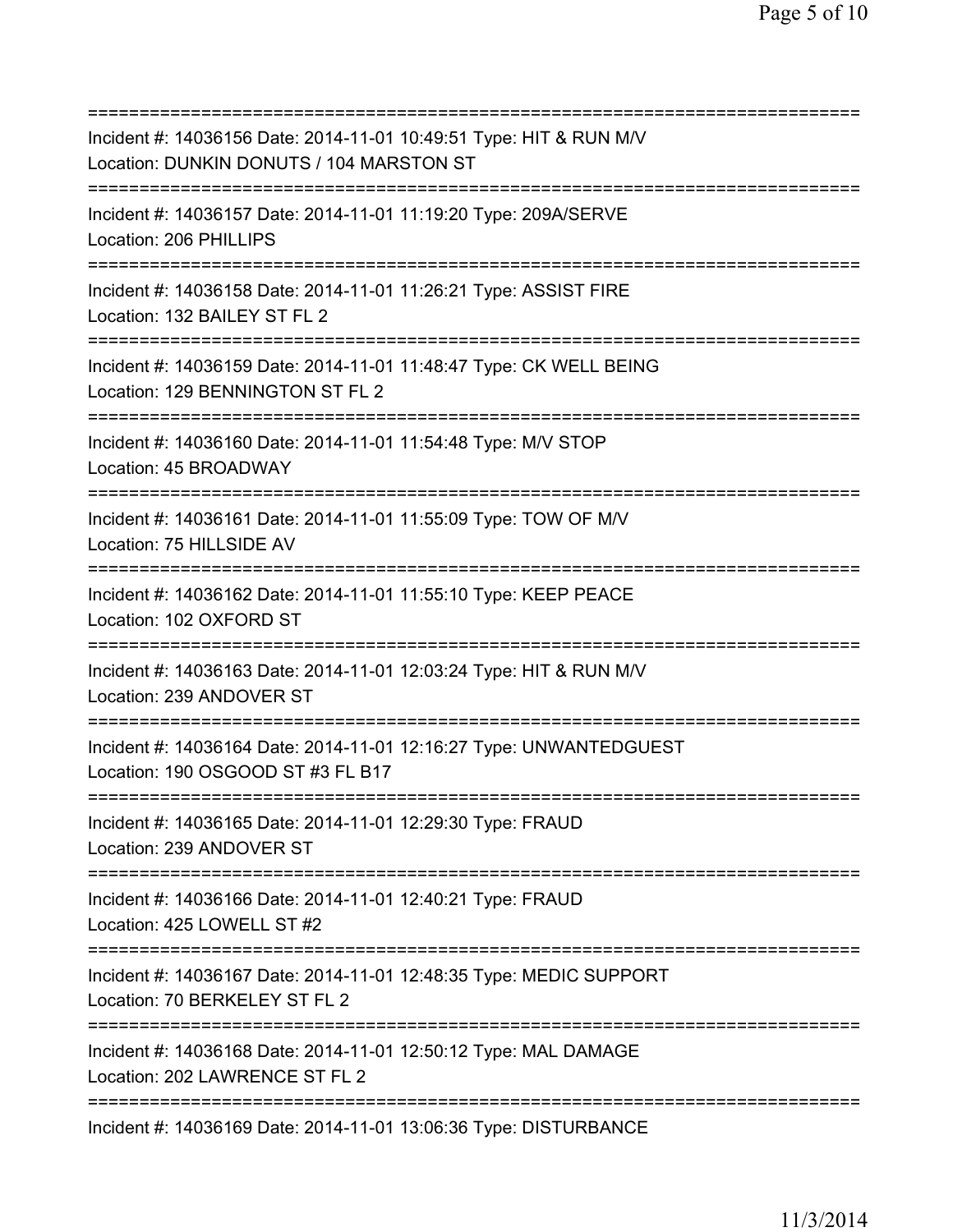===========================================================================
Incident #: 14036156 Date: 2014-11-01 10:49:51 Type: HIT & RUN M/V
Location: DUNKIN DONUTS / 104 MARSTON ST
===========================================================================
Incident #: 14036157 Date: 2014-11-01 11:19:20 Type: 209A/SERVE
Location: 206 PHILLIPS
===========================================================================
Incident #: 14036158 Date: 2014-11-01 11:26:21 Type: ASSIST FIRE
Location: 132 BAILEY ST FL 2
===========================================================================
Incident #: 14036159 Date: 2014-11-01 11:48:47 Type: CK WELL BEING
Location: 129 BENNINGTON ST FL 2
===========================================================================
Incident #: 14036160 Date: 2014-11-01 11:54:48 Type: M/V STOP
Location: 45 BROADWAY
===========================================================================
Incident #: 14036161 Date: 2014-11-01 11:55:09 Type: TOW OF M/V
Location: 75 HILLSIDE AV
===========================================================================
Incident #: 14036162 Date: 2014-11-01 11:55:10 Type: KEEP PEACE
Location: 102 OXFORD ST
===========================================================================
Incident #: 14036163 Date: 2014-11-01 12:03:24 Type: HIT & RUN M/V
Location: 239 ANDOVER ST
===========================================================================
Incident #: 14036164 Date: 2014-11-01 12:16:27 Type: UNWANTEDGUEST
Location: 190 OSGOOD ST #3 FL B17
===========================================================================
Incident #: 14036165 Date: 2014-11-01 12:29:30 Type: FRAUD
Location: 239 ANDOVER ST
===========================================================================
Incident #: 14036166 Date: 2014-11-01 12:40:21 Type: FRAUD
Location: 425 LOWELL ST #2
===========================================================================
Incident #: 14036167 Date: 2014-11-01 12:48:35 Type: MEDIC SUPPORT
Location: 70 BERKELEY ST FL 2
===========================================================================
Incident #: 14036168 Date: 2014-11-01 12:50:12 Type: MAL DAMAGE
Location: 202 LAWRENCE ST FL 2
===========================================================================
Incident #: 14036169 Date: 2014-11-01 13:06:36 Type: DISTURBANCE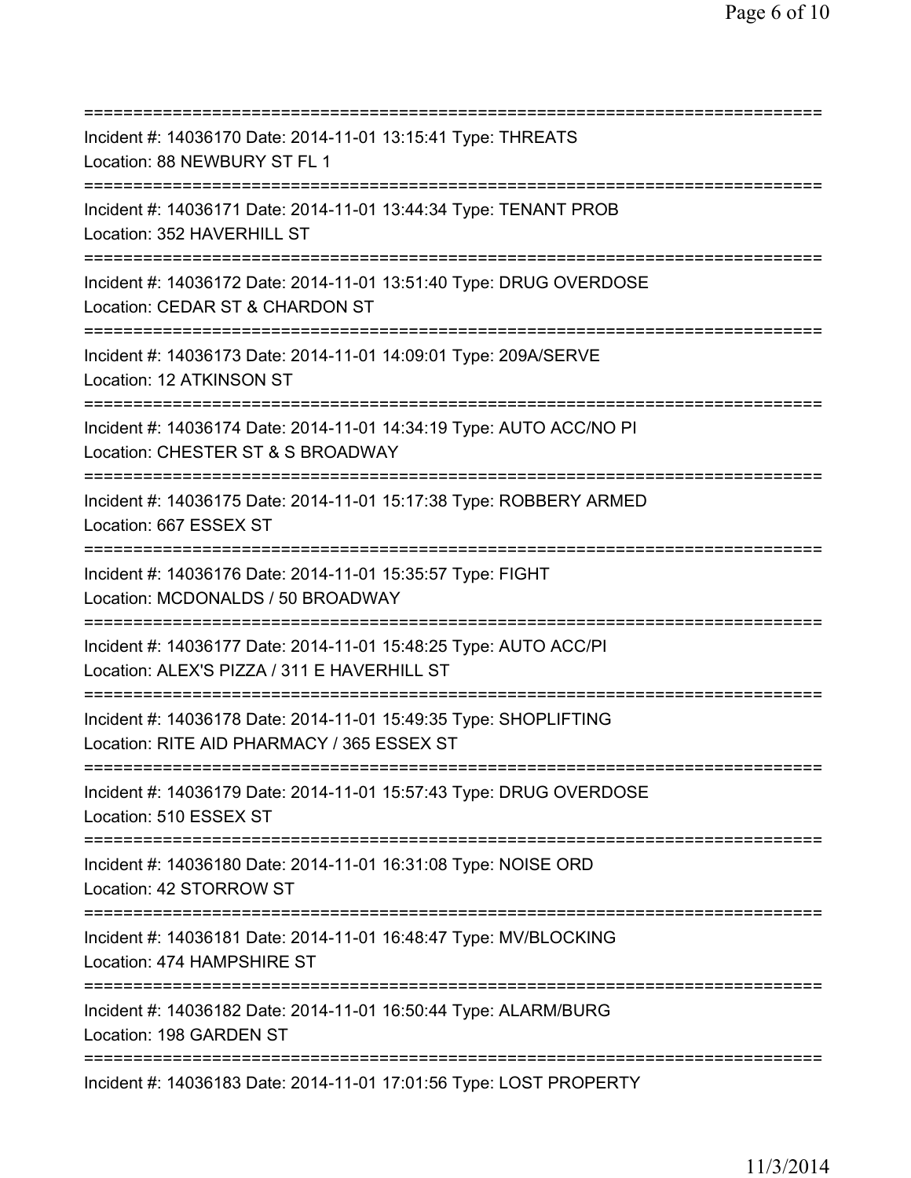===========================================================================
Incident #: 14036170 Date: 2014-11-01 13:15:41 Type: THREATS
Location: 88 NEWBURY ST FL 1
===========================================================================
Incident #: 14036171 Date: 2014-11-01 13:44:34 Type: TENANT PROB
Location: 352 HAVERHILL ST
===========================================================================
Incident #: 14036172 Date: 2014-11-01 13:51:40 Type: DRUG OVERDOSE
Location: CEDAR ST & CHARDON ST
===========================================================================
Incident #: 14036173 Date: 2014-11-01 14:09:01 Type: 209A/SERVE
Location: 12 ATKINSON ST
===========================================================================
Incident #: 14036174 Date: 2014-11-01 14:34:19 Type: AUTO ACC/NO PI
Location: CHESTER ST & S BROADWAY
===========================================================================
Incident #: 14036175 Date: 2014-11-01 15:17:38 Type: ROBBERY ARMED
Location: 667 ESSEX ST
===========================================================================
Incident #: 14036176 Date: 2014-11-01 15:35:57 Type: FIGHT
Location: MCDONALDS / 50 BROADWAY
===========================================================================
Incident #: 14036177 Date: 2014-11-01 15:48:25 Type: AUTO ACC/PI
Location: ALEX'S PIZZA / 311 E HAVERHILL ST
===========================================================================
Incident #: 14036178 Date: 2014-11-01 15:49:35 Type: SHOPLIFTING
Location: RITE AID PHARMACY / 365 ESSEX ST
===========================================================================
Incident #: 14036179 Date: 2014-11-01 15:57:43 Type: DRUG OVERDOSE
Location: 510 ESSEX ST
===========================================================================
Incident #: 14036180 Date: 2014-11-01 16:31:08 Type: NOISE ORD
Location: 42 STORROW ST
===========================================================================
Incident #: 14036181 Date: 2014-11-01 16:48:47 Type: MV/BLOCKING
Location: 474 HAMPSHIRE ST
===========================================================================
Incident #: 14036182 Date: 2014-11-01 16:50:44 Type: ALARM/BURG
Location: 198 GARDEN ST
===========================================================================
Incident #: 14036183 Date: 2014-11-01 17:01:56 Type: LOST PROPERTY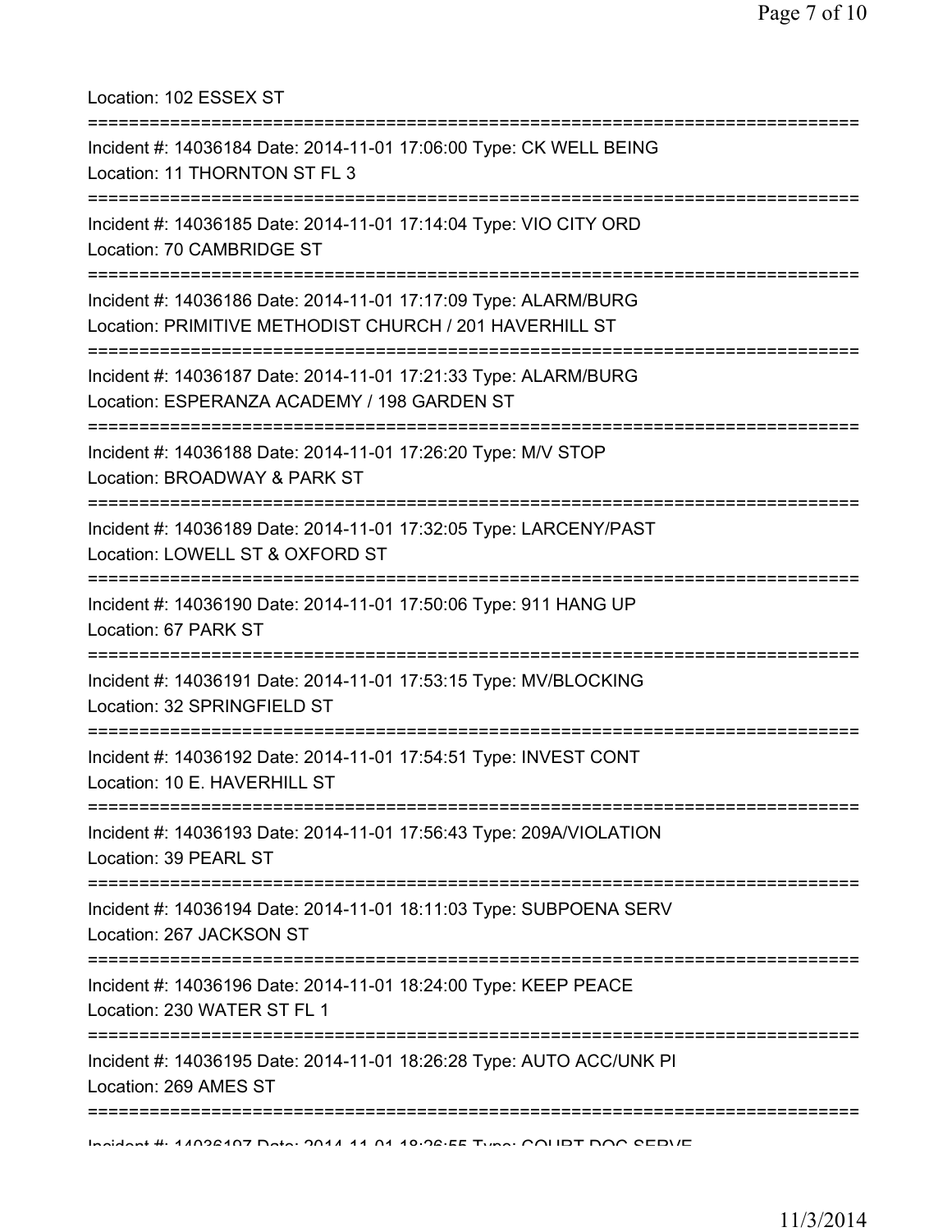Location: 102 ESSEX ST

===========================================================================

Incident #: 14036184 Date: 2014-11-01 17:06:00 Type: CK WELL BEING
Location: 11 THORNTON ST FL 3

===========================================================================

Incident #: 14036185 Date: 2014-11-01 17:14:04 Type: VIO CITY ORD
Location: 70 CAMBRIDGE ST

===========================================================================

Incident #: 14036186 Date: 2014-11-01 17:17:09 Type: ALARM/BURG
Location: PRIMITIVE METHODIST CHURCH / 201 HAVERHILL ST

===========================================================================

Incident #: 14036187 Date: 2014-11-01 17:21:33 Type: ALARM/BURG
Location: ESPERANZA ACADEMY / 198 GARDEN ST

===========================================================================

Incident #: 14036188 Date: 2014-11-01 17:26:20 Type: M/V STOP
Location: BROADWAY & PARK ST

===========================================================================

Incident #: 14036189 Date: 2014-11-01 17:32:05 Type: LARCENY/PAST
Location: LOWELL ST & OXFORD ST

===========================================================================

Incident #: 14036190 Date: 2014-11-01 17:50:06 Type: 911 HANG UP
Location: 67 PARK ST

===========================================================================

Incident #: 14036191 Date: 2014-11-01 17:53:15 Type: MV/BLOCKING
Location: 32 SPRINGFIELD ST

===========================================================================

Incident #: 14036192 Date: 2014-11-01 17:54:51 Type: INVEST CONT
Location: 10 E. HAVERHILL ST

===========================================================================

Incident #: 14036193 Date: 2014-11-01 17:56:43 Type: 209A/VIOLATION
Location: 39 PEARL ST

===========================================================================

Incident #: 14036194 Date: 2014-11-01 18:11:03 Type: SUBPOENA SERV
Location: 267 JACKSON ST

===========================================================================

Incident #: 14036196 Date: 2014-11-01 18:24:00 Type: KEEP PEACE
Location: 230 WATER ST FL 1

===========================================================================

Incident #: 14036195 Date: 2014-11-01 18:26:28 Type: AUTO ACC/UNK PI
Location: 269 AMES ST

===========================================================================

Incident #: 14036197 Date: 2014-11-01 18:26:55 Type: COURT DOC SERVE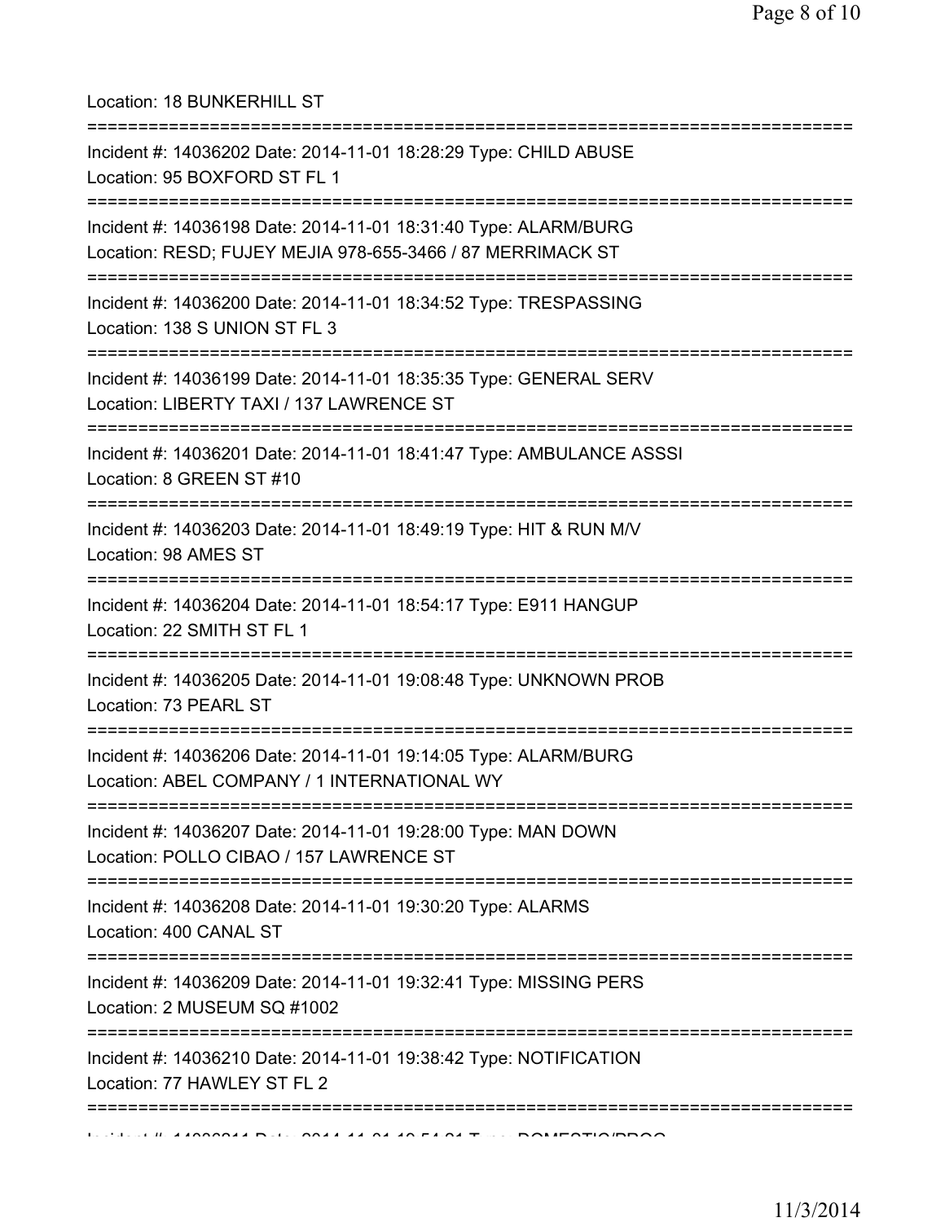Location: 18 BUNKERHILL ST

===========================================================================

Incident #: 14036202 Date: 2014-11-01 18:28:29 Type: CHILD ABUSE
Location: 95 BOXFORD ST FL 1

===========================================================================

Incident #: 14036198 Date: 2014-11-01 18:31:40 Type: ALARM/BURG
Location: RESD; FUJEY MEJIA 978-655-3466 / 87 MERRIMACK ST

===========================================================================

Incident #: 14036200 Date: 2014-11-01 18:34:52 Type: TRESPASSING
Location: 138 S UNION ST FL 3

===========================================================================

Incident #: 14036199 Date: 2014-11-01 18:35:35 Type: GENERAL SERV
Location: LIBERTY TAXI / 137 LAWRENCE ST

===========================================================================

Incident #: 14036201 Date: 2014-11-01 18:41:47 Type: AMBULANCE ASSSI
Location: 8 GREEN ST #10

===========================================================================

Incident #: 14036203 Date: 2014-11-01 18:49:19 Type: HIT & RUN M/V
Location: 98 AMES ST

===========================================================================

Incident #: 14036204 Date: 2014-11-01 18:54:17 Type: E911 HANGUP
Location: 22 SMITH ST FL 1

===========================================================================

Incident #: 14036205 Date: 2014-11-01 19:08:48 Type: UNKNOWN PROB
Location: 73 PEARL ST

===========================================================================

Incident #: 14036206 Date: 2014-11-01 19:14:05 Type: ALARM/BURG
Location: ABEL COMPANY / 1 INTERNATIONAL WY

===========================================================================

Incident #: 14036207 Date: 2014-11-01 19:28:00 Type: MAN DOWN
Location: POLLO CIBAO / 157 LAWRENCE ST

===========================================================================

Incident #: 14036208 Date: 2014-11-01 19:30:20 Type: ALARMS
Location: 400 CANAL ST

===========================================================================

Incident #: 14036209 Date: 2014-11-01 19:32:41 Type: MISSING PERS
Location: 2 MUSEUM SQ #1002

===========================================================================

Incident #: 14036210 Date: 2014-11-01 19:38:42 Type: NOTIFICATION
Location: 77 HAWLEY ST FL 2

===========================================================================

Incident #: 14036211 Date: 2014-11-01 19:54:21 Type: DOMESTIC/PROG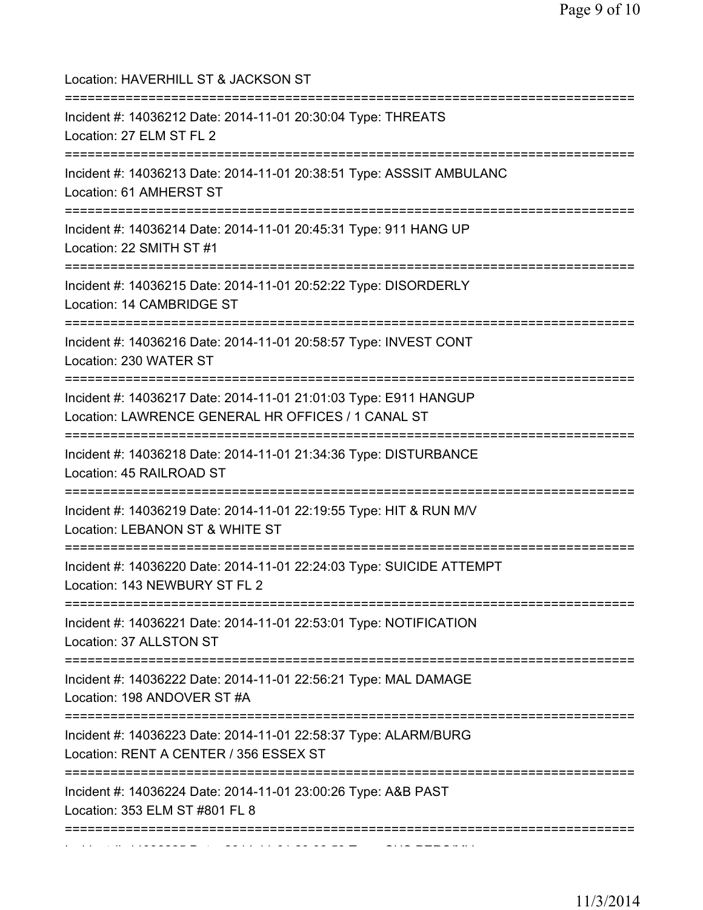Location: HAVERHILL ST & JACKSON ST

===========================================================================

Incident #: 14036212 Date: 2014-11-01 20:30:04 Type: THREATS
Location: 27 ELM ST FL 2

===========================================================================

Incident #: 14036213 Date: 2014-11-01 20:38:51 Type: ASSSIT AMBULANC
Location: 61 AMHERST ST

===========================================================================

Incident #: 14036214 Date: 2014-11-01 20:45:31 Type: 911 HANG UP
Location: 22 SMITH ST #1

===========================================================================

Incident #: 14036215 Date: 2014-11-01 20:52:22 Type: DISORDERLY
Location: 14 CAMBRIDGE ST

===========================================================================

Incident #: 14036216 Date: 2014-11-01 20:58:57 Type: INVEST CONT
Location: 230 WATER ST

===========================================================================

Incident #: 14036217 Date: 2014-11-01 21:01:03 Type: E911 HANGUP
Location: LAWRENCE GENERAL HR OFFICES / 1 CANAL ST

===========================================================================

Incident #: 14036218 Date: 2014-11-01 21:34:36 Type: DISTURBANCE
Location: 45 RAILROAD ST

===========================================================================

Incident #: 14036219 Date: 2014-11-01 22:19:55 Type: HIT & RUN M/V
Location: LEBANON ST & WHITE ST

===========================================================================

Incident #: 14036220 Date: 2014-11-01 22:24:03 Type: SUICIDE ATTEMPT
Location: 143 NEWBURY ST FL 2

===========================================================================

Incident #: 14036221 Date: 2014-11-01 22:53:01 Type: NOTIFICATION
Location: 37 ALLSTON ST

===========================================================================

Incident #: 14036222 Date: 2014-11-01 22:56:21 Type: MAL DAMAGE
Location: 198 ANDOVER ST #A

===========================================================================

Incident #: 14036223 Date: 2014-11-01 22:58:37 Type: ALARM/BURG
Location: RENT A CENTER / 356 ESSEX ST

===========================================================================

Incident #: 14036224 Date: 2014-11-01 23:00:26 Type: A&B PAST
Location: 353 ELM ST #801 FL 8

===========================================================================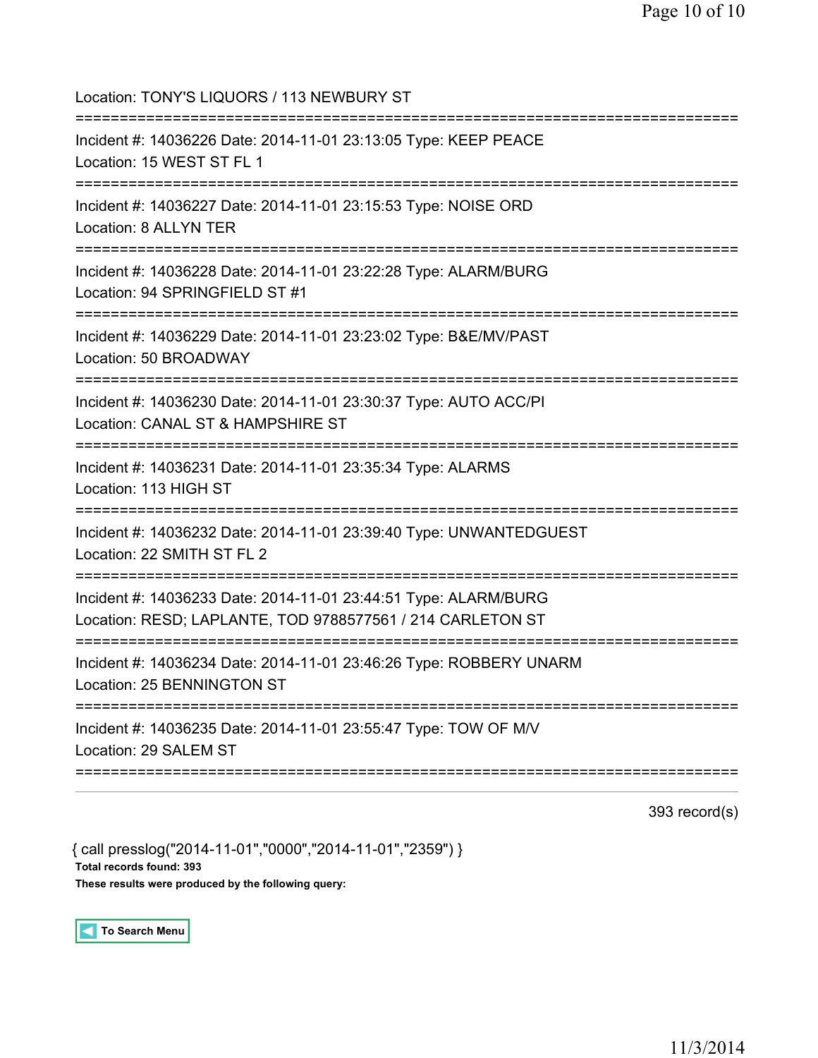Location: TONY'S LIQUORS / 113 NEWBURY ST

===========================================================================

Incident #: 14036226 Date: 2014-11-01 23:13:05 Type: KEEP PEACE
Location: 15 WEST ST FL 1

===========================================================================

Incident #: 14036227 Date: 2014-11-01 23:15:53 Type: NOISE ORD
Location: 8 ALLYN TER

===========================================================================

Incident #: 14036228 Date: 2014-11-01 23:22:28 Type: ALARM/BURG
Location: 94 SPRINGFIELD ST #1

===========================================================================

Incident #: 14036229 Date: 2014-11-01 23:23:02 Type: B&E/MV/PAST
Location: 50 BROADWAY

===========================================================================

Incident #: 14036230 Date: 2014-11-01 23:30:37 Type: AUTO ACC/PI
Location: CANAL ST & HAMPSHIRE ST

===========================================================================

Incident #: 14036231 Date: 2014-11-01 23:35:34 Type: ALARMS
Location: 113 HIGH ST

===========================================================================

Incident #: 14036232 Date: 2014-11-01 23:39:40 Type: UNWANTEDGUEST
Location: 22 SMITH ST FL 2

===========================================================================

Incident #: 14036233 Date: 2014-11-01 23:44:51 Type: ALARM/BURG
Location: RESD; LAPLANTE, TOD 9788577561 / 214 CARLETON ST

===========================================================================

Incident #: 14036234 Date: 2014-11-01 23:46:26 Type: ROBBERY UNARM
Location: 25 BENNINGTON ST

===========================================================================

Incident #: 14036235 Date: 2014-11-01 23:55:47 Type: TOW OF M/V
Location: 29 SALEM ST

===========================================================================

393 record(s)

{ call presslog("2014-11-01","0000","2014-11-01","2359") }

**Total records found: 393**

**These results were produced by the following query:**

To Search Menu

11/3/2014